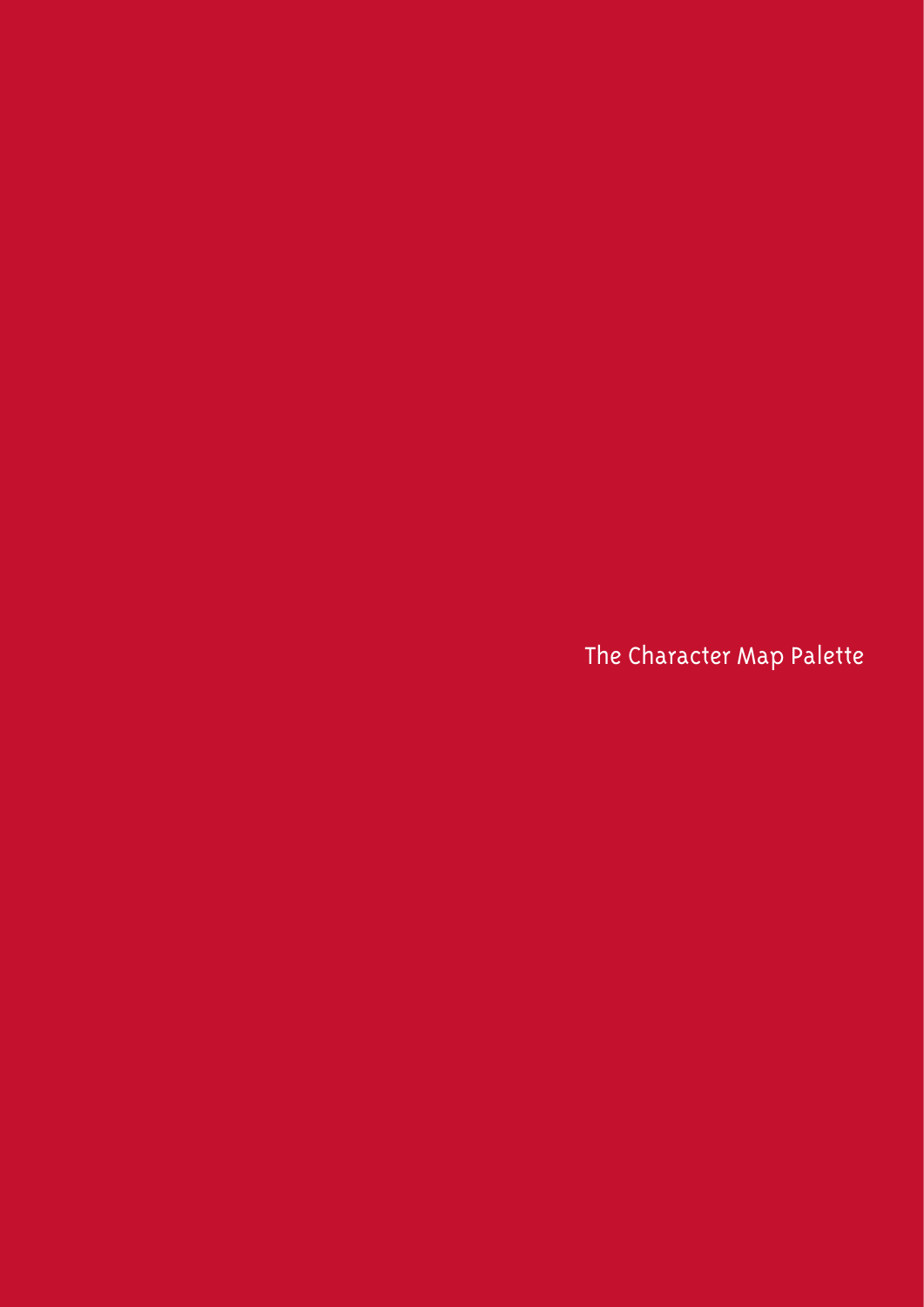# The Character Map Palette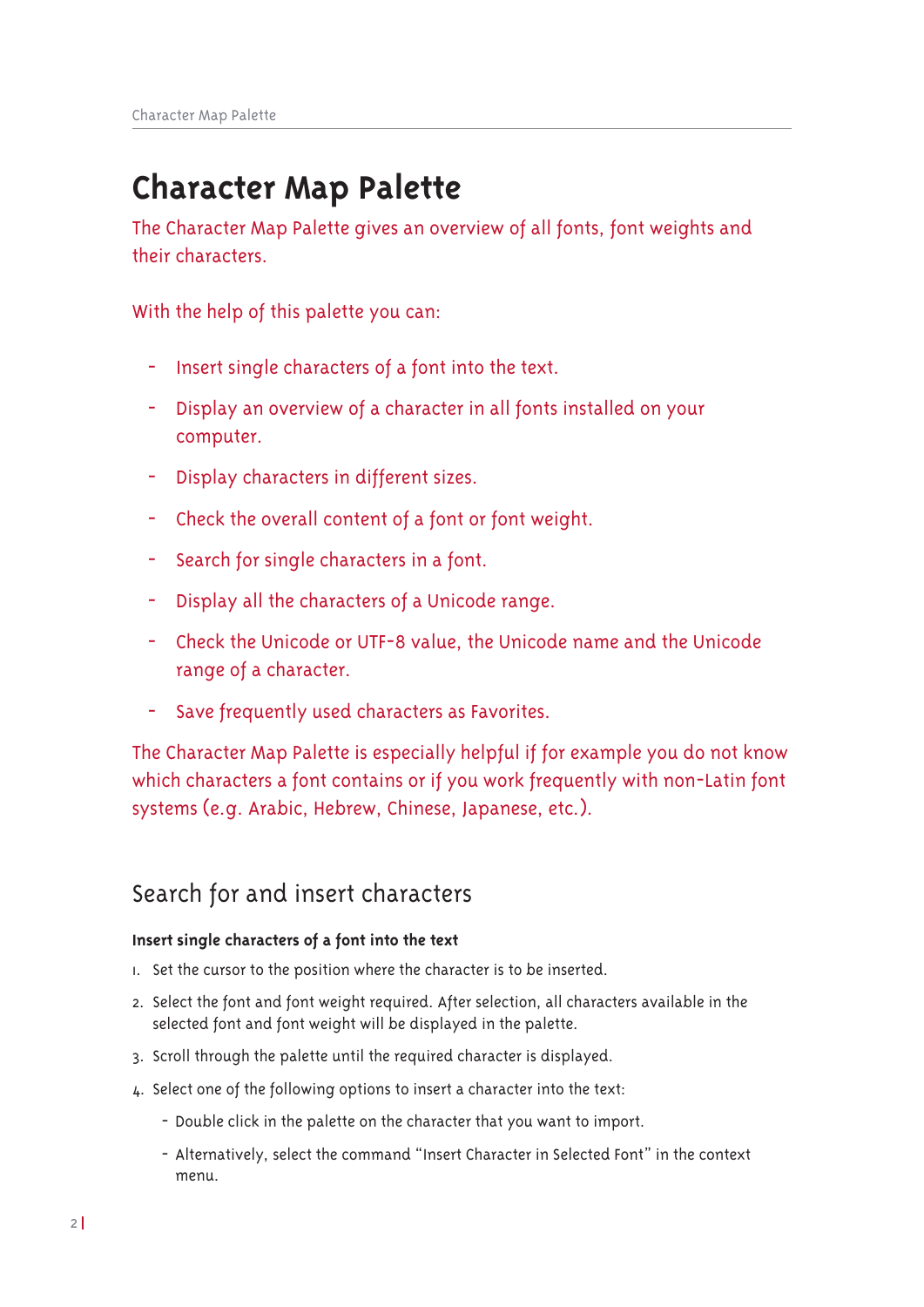# Character Map Palette

The Character Map Palette gives an overview of all fonts, font weights and their characters.

With the help of this palette you can:

- Insert single characters of a font into the text.
- Display an overview of a character in all fonts installed on your computer.
- Display characters in different sizes.
- Check the overall content of a font or font weight.
- Search for single characters in a font.
- Display all the characters of a Unicode range.
- Check the Unicode or UTF-8 value, the Unicode name and the Unicode range of a character.
- Save frequently used characters as Favorites.

The Character Map Palette is especially helpful if for example you do not know which characters a font contains or if you work frequently with non-Latin font systems (e.g. Arabic, Hebrew, Chinese, Japanese, etc.).

## Search for and insert characters

**Insert single characters of a font into the text**

1. Set the cursor to the position where the character is to be inserted.
2. Select the font and font weight required. After selection, all characters available in the selected font and font weight will be displayed in the palette.
3. Scroll through the palette until the required character is displayed.
4. Select one of the following options to insert a character into the text:
   - Double click in the palette on the character that you want to import.
   - Alternatively, select the command “Insert Character in Selected Font” in the context menu.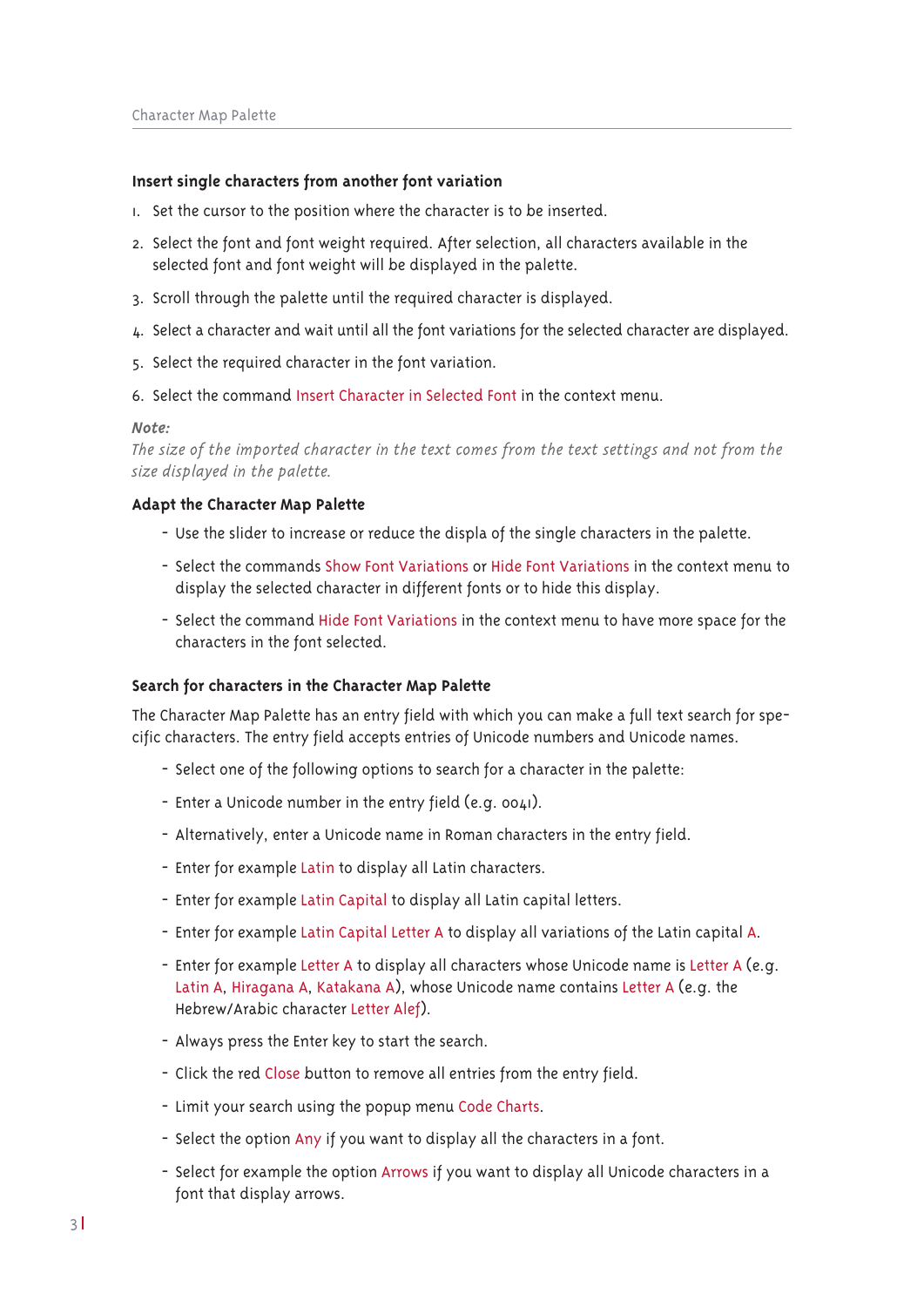### Insert single characters from another font variation

1. Set the cursor to the position where the character is to be inserted.
2. Select the font and font weight required. After selection, all characters available in the selected font and font weight will be displayed in the palette.
3. Scroll through the palette until the required character is displayed.
4. Select a character and wait until all the font variations for the selected character are displayed.
5. Select the required character in the font variation.
6. Select the command Insert Character in Selected Font in the context menu.

***Note:***
*The size of the imported character in the text comes from the text settings and not from the size displayed in the palette.*

### Adapt the Character Map Palette

- Use the slider to increase or reduce the displa of the single characters in the palette.
- Select the commands Show Font Variations or Hide Font Variations in the context menu to display the selected character in different fonts or to hide this display.
- Select the command Hide Font Variations in the context menu to have more space for the characters in the font selected.

### Search for characters in the Character Map Palette

The Character Map Palette has an entry field with which you can make a full text search for specific characters. The entry field accepts entries of Unicode numbers and Unicode names.

- Select one of the following options to search for a character in the palette:
- Enter a Unicode number in the entry field (e.g. 0041).
- Alternatively, enter a Unicode name in Roman characters in the entry field.
- Enter for example Latin to display all Latin characters.
- Enter for example Latin Capital to display all Latin capital letters.
- Enter for example Latin Capital Letter A to display all variations of the Latin capital A.
- Enter for example Letter A to display all characters whose Unicode name is Letter A (e.g. Latin A, Hiragana A, Katakana A), whose Unicode name contains Letter A (e.g. the Hebrew/Arabic character Letter Alef).
- Always press the Enter key to start the search.
- Click the red Close button to remove all entries from the entry field.
- Limit your search using the popup menu Code Charts.
- Select the option Any if you want to display all the characters in a font.
- Select for example the option Arrows if you want to display all Unicode characters in a font that display arrows.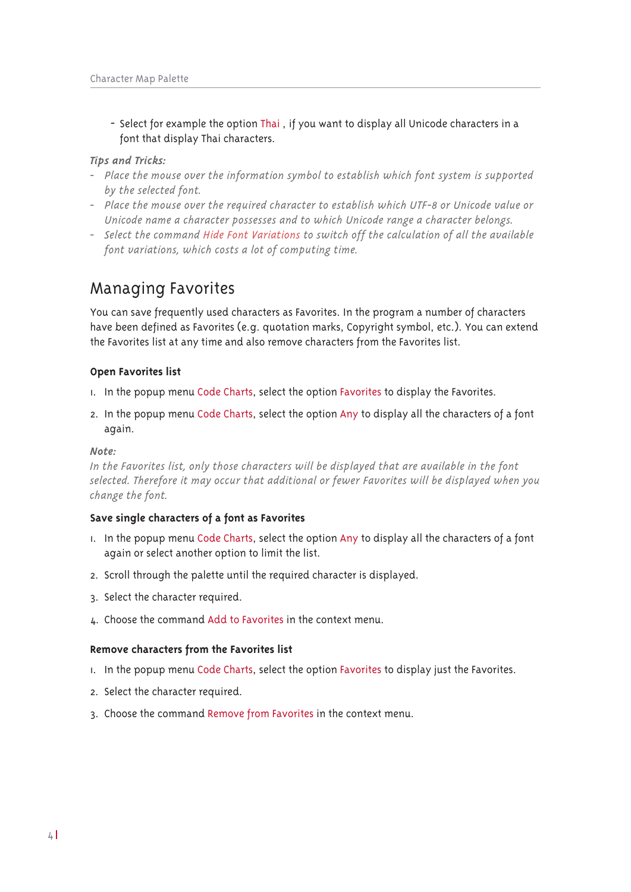- Select for example the option Thai , if you want to display all Unicode characters in a font that display Thai characters.

***Tips and Tricks:***

- *Place the mouse over the information symbol to establish which font system is supported by the selected font.*
- *Place the mouse over the required character to establish which UTF-8 or Unicode value or Unicode name a character possesses and to which Unicode range a character belongs.*
- *Select the command Hide Font Variations to switch off the calculation of all the available font variations, which costs a lot of computing time.*

## Managing Favorites

You can save frequently used characters as Favorites. In the program a number of characters have been defined as Favorites (e.g. quotation marks, Copyright symbol, etc.). You can extend the Favorites list at any time and also remove characters from the Favorites list.

### Open Favorites list

1. In the popup menu Code Charts, select the option Favorites to display the Favorites.
2. In the popup menu Code Charts, select the option Any to display all the characters of a font again.

***Note:***

*In the Favorites list, only those characters will be displayed that are available in the font selected. Therefore it may occur that additional or fewer Favorites will be displayed when you change the font.*

### Save single characters of a font as Favorites

1. In the popup menu Code Charts, select the option Any to display all the characters of a font again or select another option to limit the list.
2. Scroll through the palette until the required character is displayed.
3. Select the character required.
4. Choose the command Add to Favorites in the context menu.

### Remove characters from the Favorites list

1. In the popup menu Code Charts, select the option Favorites to display just the Favorites.
2. Select the character required.
3. Choose the command Remove from Favorites in the context menu.